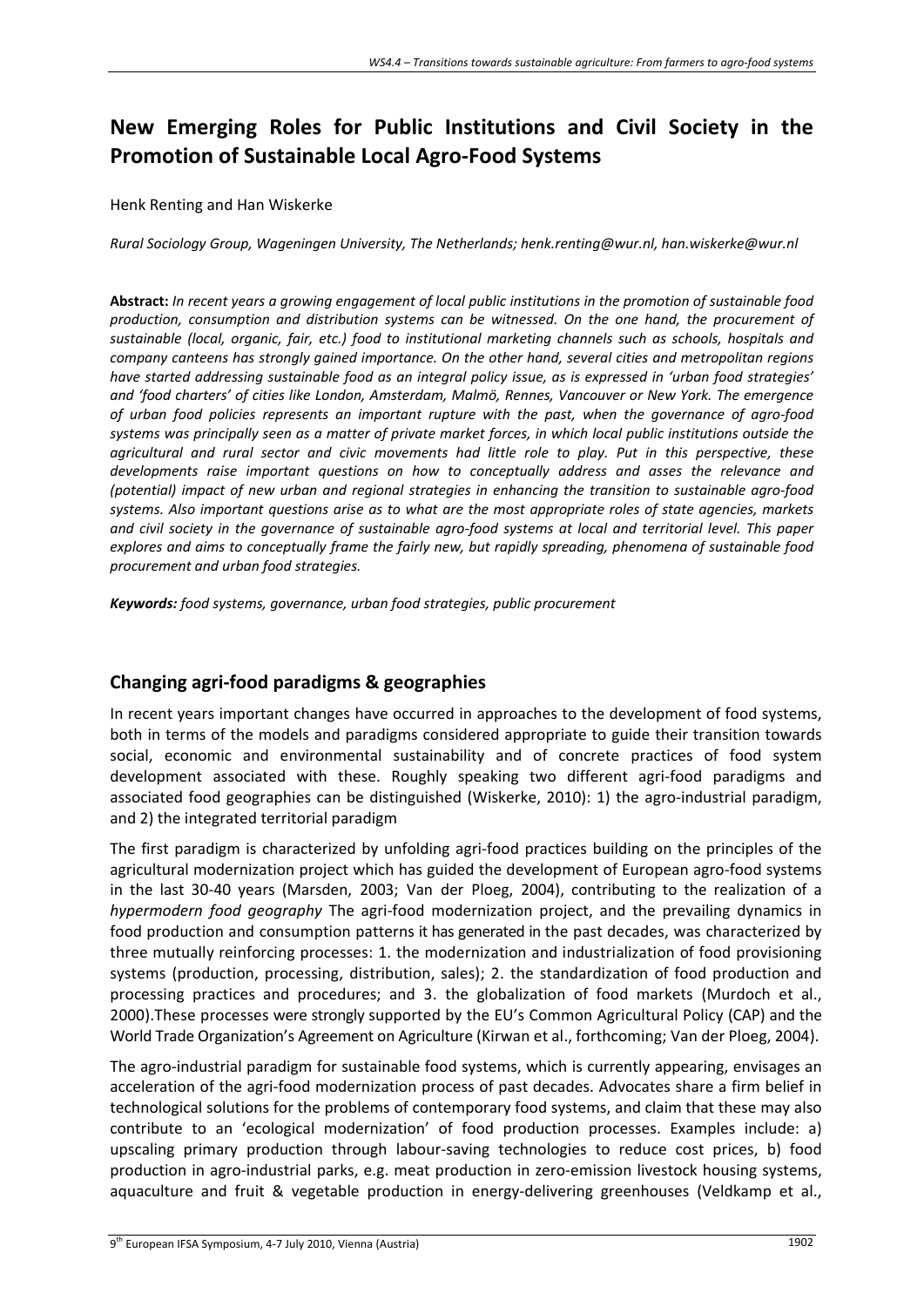# New Emerging Roles for Public Institutions and Civil Society in the Promotion of Sustainable Local Agro-Food Systems

Henk Renting and Han Wiskerke

*Rural Sociology Group, Wageningen University, The Netherlands; henk.renting@wur.nl, han.wiskerke@wur.nl*

**Abstract:** *In recent years a growing engagement of local public institutions in the promotion of sustainable food production, consumption and distribution systems can be witnessed. On the one hand, the procurement of sustainable (local, organic, fair, etc.) food to institutional marketing channels such as schools, hospitals and company canteens has strongly gained importance. On the other hand, several cities and metropolitan regions have started addressing sustainable food as an integral policy issue, as is expressed in 'urban food strategies' and 'food charters' of cities like London, Amsterdam, Malmö, Rennes, Vancouver or New York. The emergence of urban food policies represents an important rupture with the past, when the governance of agro-food systems was principally seen as a matter of private market forces, in which local public institutions outside the agricultural and rural sector and civic movements had little role to play. Put in this perspective, these developments raise important questions on how to conceptually address and asses the relevance and (potential) impact of new urban and regional strategies in enhancing the transition to sustainable agro-food systems. Also important questions arise as to what are the most appropriate roles of state agencies, markets and civil society in the governance of sustainable agro-food systems at local and territorial level. This paper explores and aims to conceptually frame the fairly new, but rapidly spreading, phenomena of sustainable food procurement and urban food strategies.*

***Keywords:*** *food systems, governance, urban food strategies, public procurement*

## Changing agri-food paradigms & geographies

In recent years important changes have occurred in approaches to the development of food systems, both in terms of the models and paradigms considered appropriate to guide their transition towards social, economic and environmental sustainability and of concrete practices of food system development associated with these. Roughly speaking two different agri-food paradigms and associated food geographies can be distinguished (Wiskerke, 2010): 1) the agro-industrial paradigm, and 2) the integrated territorial paradigm

The first paradigm is characterized by unfolding agri-food practices building on the principles of the agricultural modernization project which has guided the development of European agro-food systems in the last 30-40 years (Marsden, 2003; Van der Ploeg, 2004), contributing to the realization of a *hypermodern food geography* The agri-food modernization project, and the prevailing dynamics in food production and consumption patterns it has generated in the past decades, was characterized by three mutually reinforcing processes: 1. the modernization and industrialization of food provisioning systems (production, processing, distribution, sales); 2. the standardization of food production and processing practices and procedures; and 3. the globalization of food markets (Murdoch et al., 2000).These processes were strongly supported by the EU's Common Agricultural Policy (CAP) and the World Trade Organization's Agreement on Agriculture (Kirwan et al., forthcoming; Van der Ploeg, 2004).

The agro-industrial paradigm for sustainable food systems, which is currently appearing, envisages an acceleration of the agri-food modernization process of past decades. Advocates share a firm belief in technological solutions for the problems of contemporary food systems, and claim that these may also contribute to an 'ecological modernization' of food production processes. Examples include: a) upscaling primary production through labour-saving technologies to reduce cost prices, b) food production in agro-industrial parks, e.g. meat production in zero-emission livestock housing systems, aquaculture and fruit & vegetable production in energy-delivering greenhouses (Veldkamp et al.,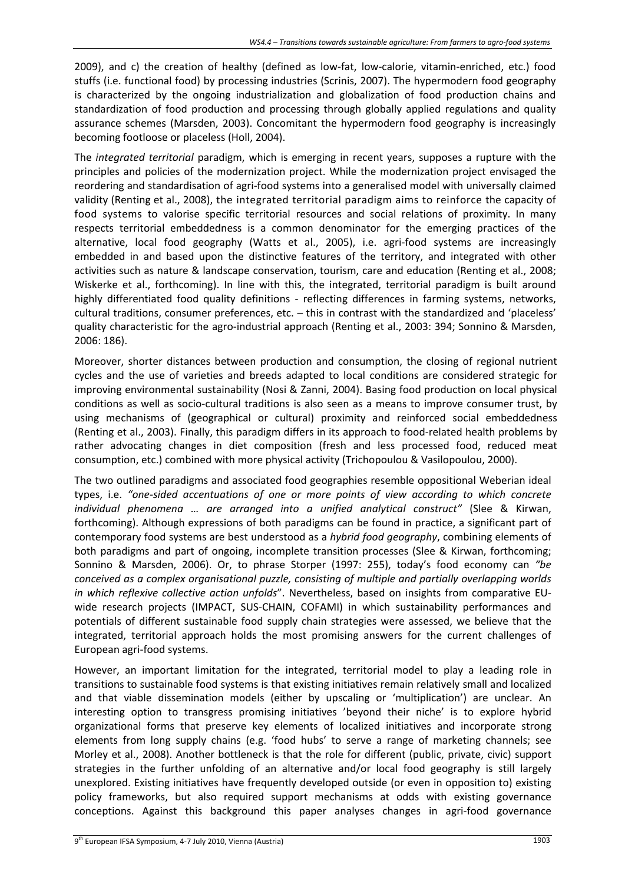2009), and c) the creation of healthy (defined as low-fat, low-calorie, vitamin-enriched, etc.) food stuffs (i.e. functional food) by processing industries (Scrinis, 2007). The hypermodern food geography is characterized by the ongoing industrialization and globalization of food production chains and standardization of food production and processing through globally applied regulations and quality assurance schemes (Marsden, 2003). Concomitant the hypermodern food geography is increasingly becoming footloose or placeless (Holl, 2004).

The *integrated territorial* paradigm, which is emerging in recent years, supposes a rupture with the principles and policies of the modernization project. While the modernization project envisaged the reordering and standardisation of agri-food systems into a generalised model with universally claimed validity (Renting et al., 2008), the integrated territorial paradigm aims to reinforce the capacity of food systems to valorise specific territorial resources and social relations of proximity. In many respects territorial embeddedness is a common denominator for the emerging practices of the alternative, local food geography (Watts et al., 2005), i.e. agri-food systems are increasingly embedded in and based upon the distinctive features of the territory, and integrated with other activities such as nature & landscape conservation, tourism, care and education (Renting et al., 2008; Wiskerke et al., forthcoming). In line with this, the integrated, territorial paradigm is built around highly differentiated food quality definitions - reflecting differences in farming systems, networks, cultural traditions, consumer preferences, etc. – this in contrast with the standardized and 'placeless' quality characteristic for the agro-industrial approach (Renting et al., 2003: 394; Sonnino & Marsden, 2006: 186).

Moreover, shorter distances between production and consumption, the closing of regional nutrient cycles and the use of varieties and breeds adapted to local conditions are considered strategic for improving environmental sustainability (Nosi & Zanni, 2004). Basing food production on local physical conditions as well as socio-cultural traditions is also seen as a means to improve consumer trust, by using mechanisms of (geographical or cultural) proximity and reinforced social embeddedness (Renting et al., 2003). Finally, this paradigm differs in its approach to food-related health problems by rather advocating changes in diet composition (fresh and less processed food, reduced meat consumption, etc.) combined with more physical activity (Trichopoulou & Vasilopoulou, 2000).

The two outlined paradigms and associated food geographies resemble oppositional Weberian ideal types, i.e. *"one-sided accentuations of one or more points of view according to which concrete individual phenomena … are arranged into a unified analytical construct"* (Slee & Kirwan, forthcoming). Although expressions of both paradigms can be found in practice, a significant part of contemporary food systems are best understood as a *hybrid food geography*, combining elements of both paradigms and part of ongoing, incomplete transition processes (Slee & Kirwan, forthcoming; Sonnino & Marsden, 2006). Or, to phrase Storper (1997: 255), today's food economy can *"be conceived as a complex organisational puzzle, consisting of multiple and partially overlapping worlds in which reflexive collective action unfolds*". Nevertheless, based on insights from comparative EU-wide research projects (IMPACT, SUS-CHAIN, COFAMI) in which sustainability performances and potentials of different sustainable food supply chain strategies were assessed, we believe that the integrated, territorial approach holds the most promising answers for the current challenges of European agri-food systems.

However, an important limitation for the integrated, territorial model to play a leading role in transitions to sustainable food systems is that existing initiatives remain relatively small and localized and that viable dissemination models (either by upscaling or 'multiplication') are unclear. An interesting option to transgress promising initiatives 'beyond their niche' is to explore hybrid organizational forms that preserve key elements of localized initiatives and incorporate strong elements from long supply chains (e.g. 'food hubs' to serve a range of marketing channels; see Morley et al., 2008). Another bottleneck is that the role for different (public, private, civic) support strategies in the further unfolding of an alternative and/or local food geography is still largely unexplored. Existing initiatives have frequently developed outside (or even in opposition to) existing policy frameworks, but also required support mechanisms at odds with existing governance conceptions. Against this background this paper analyses changes in agri-food governance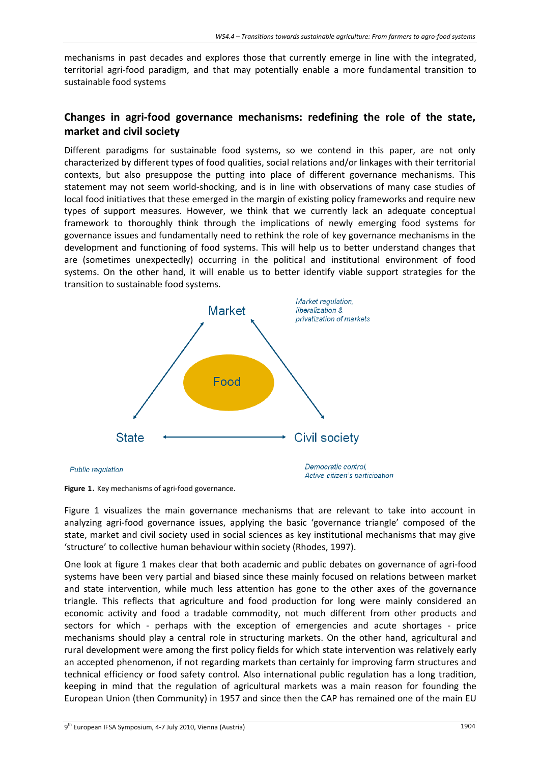mechanisms in past decades and explores those that currently emerge in line with the integrated, territorial agri-food paradigm, and that may potentially enable a more fundamental transition to sustainable food systems

## Changes in agri-food governance mechanisms: redefining the role of the state, market and civil society

Different paradigms for sustainable food systems, so we contend in this paper, are not only characterized by different types of food qualities, social relations and/or linkages with their territorial contexts, but also presuppose the putting into place of different governance mechanisms. This statement may not seem world-shocking, and is in line with observations of many case studies of local food initiatives that these emerged in the margin of existing policy frameworks and require new types of support measures. However, we think that we currently lack an adequate conceptual framework to thoroughly think through the implications of newly emerging food systems for governance issues and fundamentally need to rethink the role of key governance mechanisms in the development and functioning of food systems. This will help us to better understand changes that are (sometimes unexpectedly) occurring in the political and institutional environment of food systems. On the other hand, it will enable us to better identify viable support strategies for the transition to sustainable food systems.

Market

*Market regulation, liberalization & privatization of markets*

Food

State

Civil society

*Public regulation*

*Democratic control, Active citizen's participation*

**Figure 1.** Key mechanisms of agri-food governance.

Figure 1 visualizes the main governance mechanisms that are relevant to take into account in analyzing agri-food governance issues, applying the basic 'governance triangle' composed of the state, market and civil society used in social sciences as key institutional mechanisms that may give 'structure' to collective human behaviour within society (Rhodes, 1997).

One look at figure 1 makes clear that both academic and public debates on governance of agri-food systems have been very partial and biased since these mainly focused on relations between market and state intervention, while much less attention has gone to the other axes of the governance triangle. This reflects that agriculture and food production for long were mainly considered an economic activity and food a tradable commodity, not much different from other products and sectors for which - perhaps with the exception of emergencies and acute shortages - price mechanisms should play a central role in structuring markets. On the other hand, agricultural and rural development were among the first policy fields for which state intervention was relatively early an accepted phenomenon, if not regarding markets than certainly for improving farm structures and technical efficiency or food safety control. Also international public regulation has a long tradition, keeping in mind that the regulation of agricultural markets was a main reason for founding the European Union (then Community) in 1957 and since then the CAP has remained one of the main EU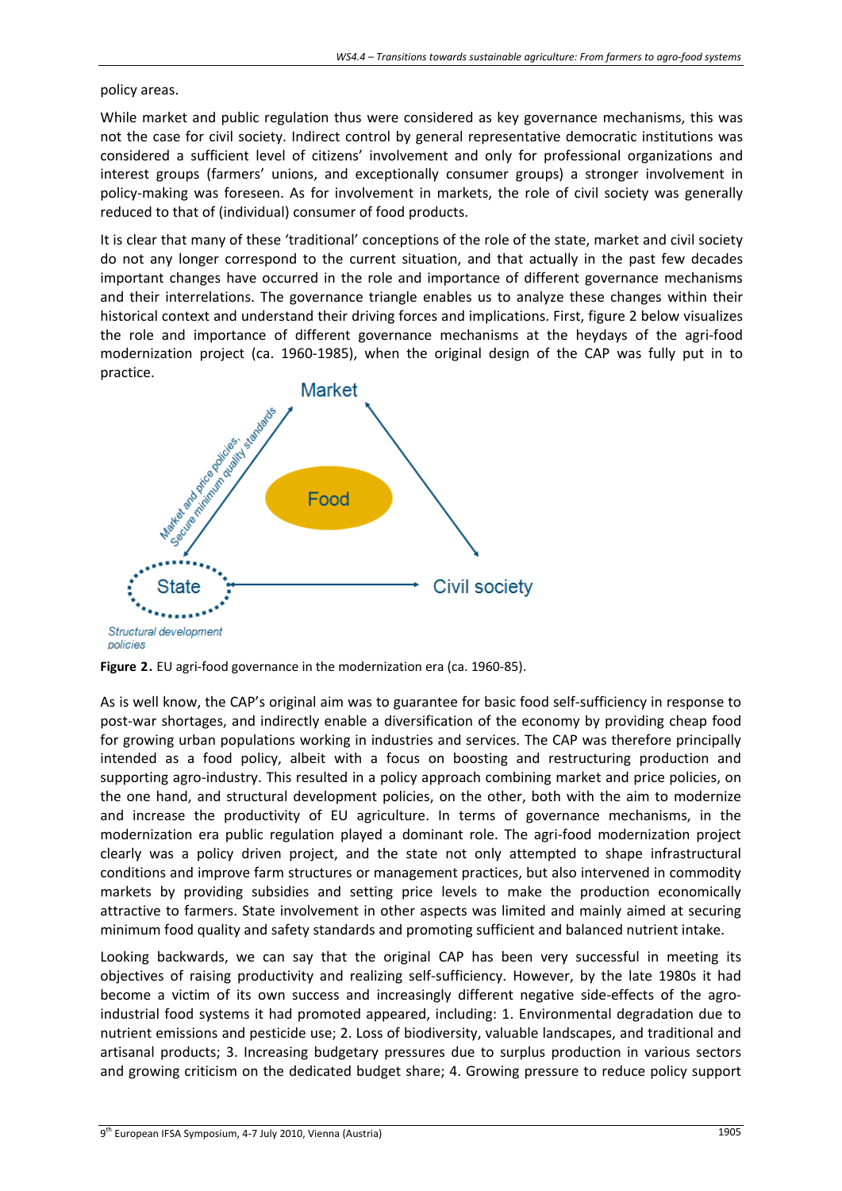policy areas.

While market and public regulation thus were considered as key governance mechanisms, this was not the case for civil society. Indirect control by general representative democratic institutions was considered a sufficient level of citizens' involvement and only for professional organizations and interest groups (farmers' unions, and exceptionally consumer groups) a stronger involvement in policy-making was foreseen. As for involvement in markets, the role of civil society was generally reduced to that of (individual) consumer of food products.

It is clear that many of these 'traditional' conceptions of the role of the state, market and civil society do not any longer correspond to the current situation, and that actually in the past few decades important changes have occurred in the role and importance of different governance mechanisms and their interrelations. The governance triangle enables us to analyze these changes within their historical context and understand their driving forces and implications. First, figure 2 below visualizes the role and importance of different governance mechanisms at the heydays of the agri-food modernization project (ca. 1960-1985), when the original design of the CAP was fully put in to practice.

Market

Food

Market and price policies,
Secure minimum quality standards

State

Civil society

Structural development policies

**Figure 2.** EU agri-food governance in the modernization era (ca. 1960-85).

As is well know, the CAP's original aim was to guarantee for basic food self-sufficiency in response to post-war shortages, and indirectly enable a diversification of the economy by providing cheap food for growing urban populations working in industries and services. The CAP was therefore principally intended as a food policy, albeit with a focus on boosting and restructuring production and supporting agro-industry. This resulted in a policy approach combining market and price policies, on the one hand, and structural development policies, on the other, both with the aim to modernize and increase the productivity of EU agriculture. In terms of governance mechanisms, in the modernization era public regulation played a dominant role. The agri-food modernization project clearly was a policy driven project, and the state not only attempted to shape infrastructural conditions and improve farm structures or management practices, but also intervened in commodity markets by providing subsidies and setting price levels to make the production economically attractive to farmers. State involvement in other aspects was limited and mainly aimed at securing minimum food quality and safety standards and promoting sufficient and balanced nutrient intake.

Looking backwards, we can say that the original CAP has been very successful in meeting its objectives of raising productivity and realizing self-sufficiency. However, by the late 1980s it had become a victim of its own success and increasingly different negative side-effects of the agro-industrial food systems it had promoted appeared, including: 1. Environmental degradation due to nutrient emissions and pesticide use; 2. Loss of biodiversity, valuable landscapes, and traditional and artisanal products; 3. Increasing budgetary pressures due to surplus production in various sectors and growing criticism on the dedicated budget share; 4. Growing pressure to reduce policy support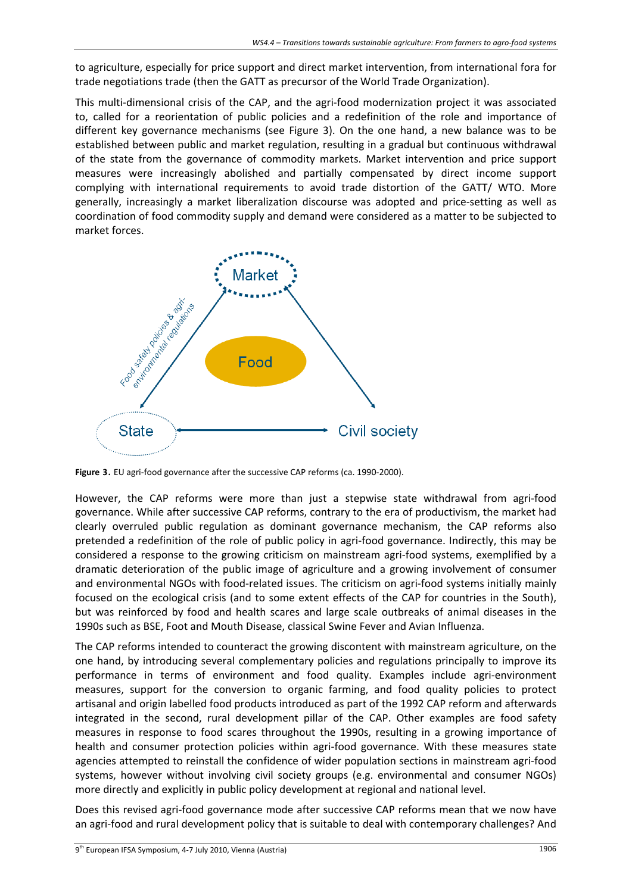to agriculture, especially for price support and direct market intervention, from international fora for trade negotiations trade (then the GATT as precursor of the World Trade Organization).

This multi-dimensional crisis of the CAP, and the agri-food modernization project it was associated to, called for a reorientation of public policies and a redefinition of the role and importance of different key governance mechanisms (see Figure 3). On the one hand, a new balance was to be established between public and market regulation, resulting in a gradual but continuous withdrawal of the state from the governance of commodity markets. Market intervention and price support measures were increasingly abolished and partially compensated by direct income support complying with international requirements to avoid trade distortion of the GATT/ WTO. More generally, increasingly a market liberalization discourse was adopted and price-setting as well as coordination of food commodity supply and demand were considered as a matter to be subjected to market forces.

Market

Food safety policies & agri-environmental regulations

Food

State

Civil society

**Figure 3.** EU agri-food governance after the successive CAP reforms (ca. 1990-2000).

However, the CAP reforms were more than just a stepwise state withdrawal from agri-food governance. While after successive CAP reforms, contrary to the era of productivism, the market had clearly overruled public regulation as dominant governance mechanism, the CAP reforms also pretended a redefinition of the role of public policy in agri-food governance. Indirectly, this may be considered a response to the growing criticism on mainstream agri-food systems, exemplified by a dramatic deterioration of the public image of agriculture and a growing involvement of consumer and environmental NGOs with food-related issues. The criticism on agri-food systems initially mainly focused on the ecological crisis (and to some extent effects of the CAP for countries in the South), but was reinforced by food and health scares and large scale outbreaks of animal diseases in the 1990s such as BSE, Foot and Mouth Disease, classical Swine Fever and Avian Influenza.

The CAP reforms intended to counteract the growing discontent with mainstream agriculture, on the one hand, by introducing several complementary policies and regulations principally to improve its performance in terms of environment and food quality. Examples include agri-environment measures, support for the conversion to organic farming, and food quality policies to protect artisanal and origin labelled food products introduced as part of the 1992 CAP reform and afterwards integrated in the second, rural development pillar of the CAP. Other examples are food safety measures in response to food scares throughout the 1990s, resulting in a growing importance of health and consumer protection policies within agri-food governance. With these measures state agencies attempted to reinstall the confidence of wider population sections in mainstream agri-food systems, however without involving civil society groups (e.g. environmental and consumer NGOs) more directly and explicitly in public policy development at regional and national level.

Does this revised agri-food governance mode after successive CAP reforms mean that we now have an agri-food and rural development policy that is suitable to deal with contemporary challenges? And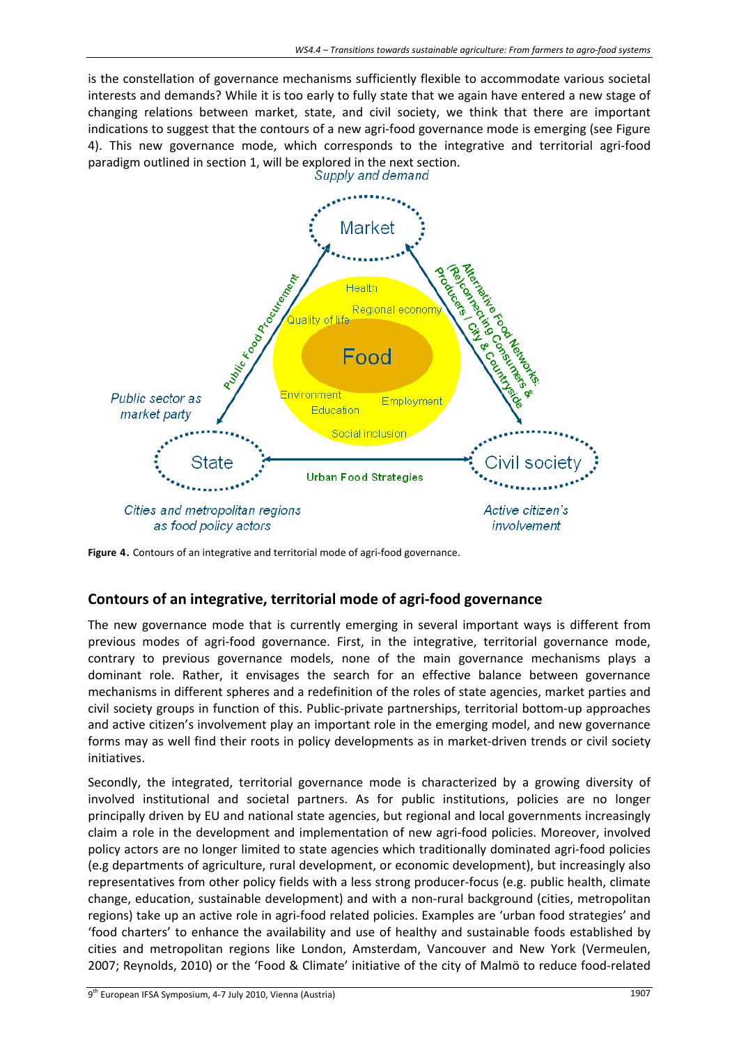is the constellation of governance mechanisms sufficiently flexible to accommodate various societal interests and demands? While it is too early to fully state that we again have entered a new stage of changing relations between market, state, and civil society, we think that there are important indications to suggest that the contours of a new agri-food governance mode is emerging (see Figure 4). This new governance mode, which corresponds to the integrative and territorial agri-food paradigm outlined in section 1, will be explored in the next section.

Supply and demand

Market

Public Food Procurement

Alternative Food Networks: (Re)connecting Consumers & Producers / City & Countryside

Health

Regional economy

Quality of life

Food

Environment

Employment

Education

Social inclusion

Public sector as market party

State

Urban Food Strategies

Civil society

Cities and metropolitan regions as food policy actors

Active citizen's involvement

**Figure 4.** Contours of an integrative and territorial mode of agri-food governance.

## Contours of an integrative, territorial mode of agri-food governance

The new governance mode that is currently emerging in several important ways is different from previous modes of agri-food governance. First, in the integrative, territorial governance mode, contrary to previous governance models, none of the main governance mechanisms plays a dominant role. Rather, it envisages the search for an effective balance between governance mechanisms in different spheres and a redefinition of the roles of state agencies, market parties and civil society groups in function of this. Public-private partnerships, territorial bottom-up approaches and active citizen's involvement play an important role in the emerging model, and new governance forms may as well find their roots in policy developments as in market-driven trends or civil society initiatives.

Secondly, the integrated, territorial governance mode is characterized by a growing diversity of involved institutional and societal partners. As for public institutions, policies are no longer principally driven by EU and national state agencies, but regional and local governments increasingly claim a role in the development and implementation of new agri-food policies. Moreover, involved policy actors are no longer limited to state agencies which traditionally dominated agri-food policies (e.g departments of agriculture, rural development, or economic development), but increasingly also representatives from other policy fields with a less strong producer-focus (e.g. public health, climate change, education, sustainable development) and with a non-rural background (cities, metropolitan regions) take up an active role in agri-food related policies. Examples are 'urban food strategies' and 'food charters' to enhance the availability and use of healthy and sustainable foods established by cities and metropolitan regions like London, Amsterdam, Vancouver and New York (Vermeulen, 2007; Reynolds, 2010) or the 'Food & Climate' initiative of the city of Malmö to reduce food-related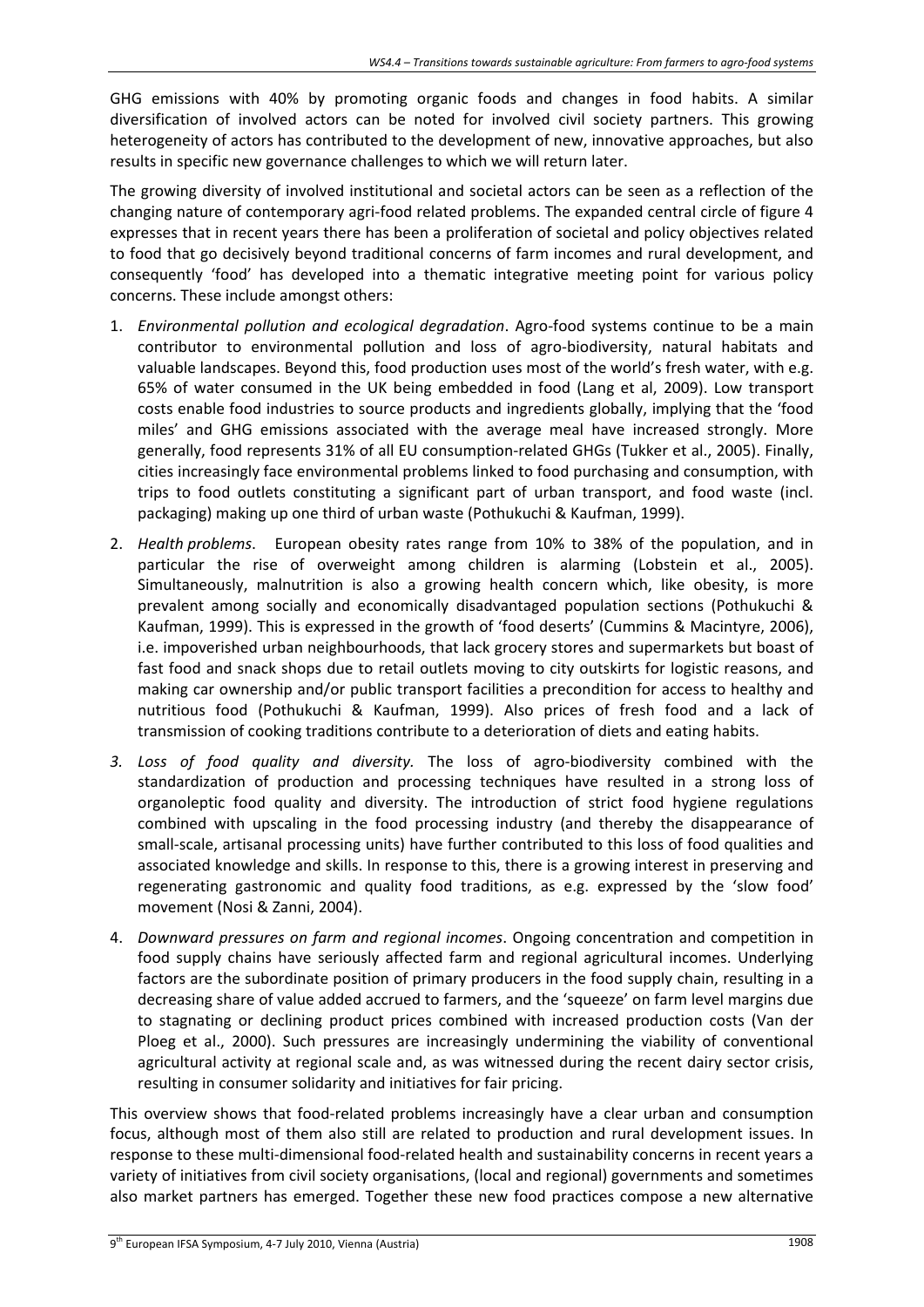GHG emissions with 40% by promoting organic foods and changes in food habits. A similar diversification of involved actors can be noted for involved civil society partners. This growing heterogeneity of actors has contributed to the development of new, innovative approaches, but also results in specific new governance challenges to which we will return later.

The growing diversity of involved institutional and societal actors can be seen as a reflection of the changing nature of contemporary agri-food related problems. The expanded central circle of figure 4 expresses that in recent years there has been a proliferation of societal and policy objectives related to food that go decisively beyond traditional concerns of farm incomes and rural development, and consequently 'food' has developed into a thematic integrative meeting point for various policy concerns. These include amongst others:

1. *Environmental pollution and ecological degradation*. Agro-food systems continue to be a main contributor to environmental pollution and loss of agro-biodiversity, natural habitats and valuable landscapes. Beyond this, food production uses most of the world's fresh water, with e.g. 65% of water consumed in the UK being embedded in food (Lang et al, 2009). Low transport costs enable food industries to source products and ingredients globally, implying that the 'food miles' and GHG emissions associated with the average meal have increased strongly. More generally, food represents 31% of all EU consumption-related GHGs (Tukker et al., 2005). Finally, cities increasingly face environmental problems linked to food purchasing and consumption, with trips to food outlets constituting a significant part of urban transport, and food waste (incl. packaging) making up one third of urban waste (Pothukuchi & Kaufman, 1999).
2. *Health problems*. European obesity rates range from 10% to 38% of the population, and in particular the rise of overweight among children is alarming (Lobstein et al., 2005). Simultaneously, malnutrition is also a growing health concern which, like obesity, is more prevalent among socially and economically disadvantaged population sections (Pothukuchi & Kaufman, 1999). This is expressed in the growth of 'food deserts' (Cummins & Macintyre, 2006), i.e. impoverished urban neighbourhoods, that lack grocery stores and supermarkets but boast of fast food and snack shops due to retail outlets moving to city outskirts for logistic reasons, and making car ownership and/or public transport facilities a precondition for access to healthy and nutritious food (Pothukuchi & Kaufman, 1999). Also prices of fresh food and a lack of transmission of cooking traditions contribute to a deterioration of diets and eating habits.
3. *Loss of food quality and diversity.* The loss of agro-biodiversity combined with the standardization of production and processing techniques have resulted in a strong loss of organoleptic food quality and diversity. The introduction of strict food hygiene regulations combined with upscaling in the food processing industry (and thereby the disappearance of small-scale, artisanal processing units) have further contributed to this loss of food qualities and associated knowledge and skills. In response to this, there is a growing interest in preserving and regenerating gastronomic and quality food traditions, as e.g. expressed by the 'slow food' movement (Nosi & Zanni, 2004).
4. *Downward pressures on farm and regional incomes*. Ongoing concentration and competition in food supply chains have seriously affected farm and regional agricultural incomes. Underlying factors are the subordinate position of primary producers in the food supply chain, resulting in a decreasing share of value added accrued to farmers, and the 'squeeze' on farm level margins due to stagnating or declining product prices combined with increased production costs (Van der Ploeg et al., 2000). Such pressures are increasingly undermining the viability of conventional agricultural activity at regional scale and, as was witnessed during the recent dairy sector crisis, resulting in consumer solidarity and initiatives for fair pricing.

This overview shows that food-related problems increasingly have a clear urban and consumption focus, although most of them also still are related to production and rural development issues. In response to these multi-dimensional food-related health and sustainability concerns in recent years a variety of initiatives from civil society organisations, (local and regional) governments and sometimes also market partners has emerged. Together these new food practices compose a new alternative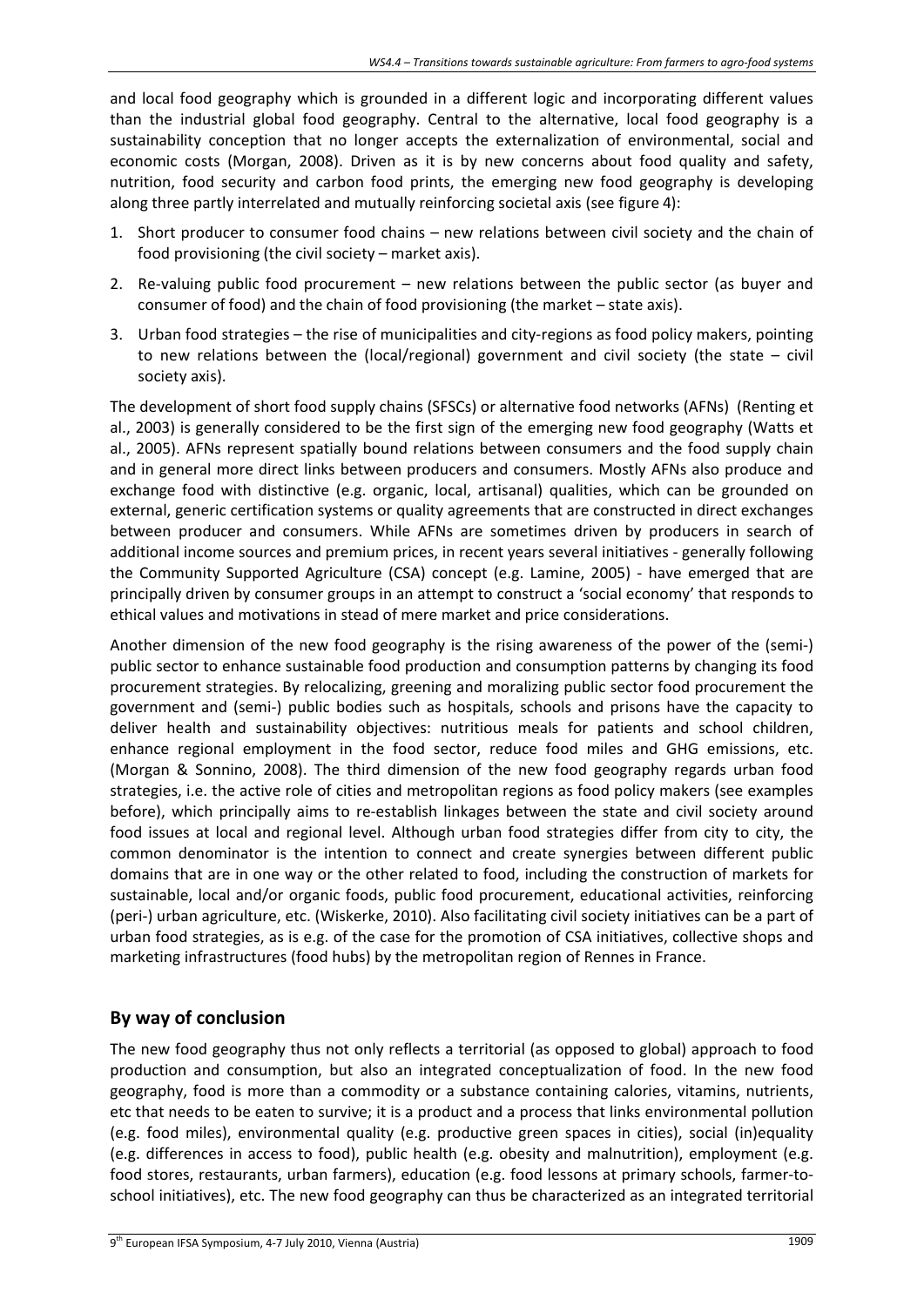and local food geography which is grounded in a different logic and incorporating different values than the industrial global food geography. Central to the alternative, local food geography is a sustainability conception that no longer accepts the externalization of environmental, social and economic costs (Morgan, 2008). Driven as it is by new concerns about food quality and safety, nutrition, food security and carbon food prints, the emerging new food geography is developing along three partly interrelated and mutually reinforcing societal axis (see figure 4):

1. Short producer to consumer food chains – new relations between civil society and the chain of food provisioning (the civil society – market axis).
2. Re-valuing public food procurement – new relations between the public sector (as buyer and consumer of food) and the chain of food provisioning (the market – state axis).
3. Urban food strategies – the rise of municipalities and city-regions as food policy makers, pointing to new relations between the (local/regional) government and civil society (the state – civil society axis).

The development of short food supply chains (SFSCs) or alternative food networks (AFNs) (Renting et al., 2003) is generally considered to be the first sign of the emerging new food geography (Watts et al., 2005). AFNs represent spatially bound relations between consumers and the food supply chain and in general more direct links between producers and consumers. Mostly AFNs also produce and exchange food with distinctive (e.g. organic, local, artisanal) qualities, which can be grounded on external, generic certification systems or quality agreements that are constructed in direct exchanges between producer and consumers. While AFNs are sometimes driven by producers in search of additional income sources and premium prices, in recent years several initiatives - generally following the Community Supported Agriculture (CSA) concept (e.g. Lamine, 2005) - have emerged that are principally driven by consumer groups in an attempt to construct a 'social economy' that responds to ethical values and motivations in stead of mere market and price considerations.

Another dimension of the new food geography is the rising awareness of the power of the (semi-) public sector to enhance sustainable food production and consumption patterns by changing its food procurement strategies. By relocalizing, greening and moralizing public sector food procurement the government and (semi-) public bodies such as hospitals, schools and prisons have the capacity to deliver health and sustainability objectives: nutritious meals for patients and school children, enhance regional employment in the food sector, reduce food miles and GHG emissions, etc. (Morgan & Sonnino, 2008). The third dimension of the new food geography regards urban food strategies, i.e. the active role of cities and metropolitan regions as food policy makers (see examples before), which principally aims to re-establish linkages between the state and civil society around food issues at local and regional level. Although urban food strategies differ from city to city, the common denominator is the intention to connect and create synergies between different public domains that are in one way or the other related to food, including the construction of markets for sustainable, local and/or organic foods, public food procurement, educational activities, reinforcing (peri-) urban agriculture, etc. (Wiskerke, 2010). Also facilitating civil society initiatives can be a part of urban food strategies, as is e.g. of the case for the promotion of CSA initiatives, collective shops and marketing infrastructures (food hubs) by the metropolitan region of Rennes in France.

## By way of conclusion

The new food geography thus not only reflects a territorial (as opposed to global) approach to food production and consumption, but also an integrated conceptualization of food. In the new food geography, food is more than a commodity or a substance containing calories, vitamins, nutrients, etc that needs to be eaten to survive; it is a product and a process that links environmental pollution (e.g. food miles), environmental quality (e.g. productive green spaces in cities), social (in)equality (e.g. differences in access to food), public health (e.g. obesity and malnutrition), employment (e.g. food stores, restaurants, urban farmers), education (e.g. food lessons at primary schools, farmer-to-school initiatives), etc. The new food geography can thus be characterized as an integrated territorial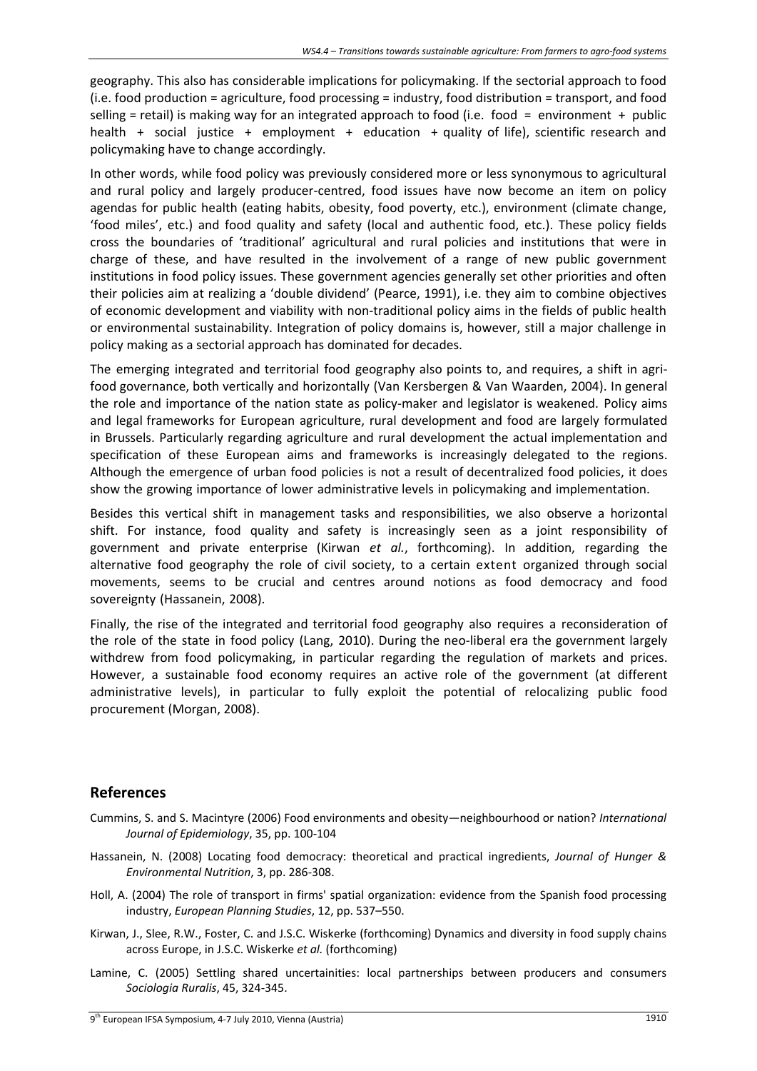geography. This also has considerable implications for policymaking. If the sectorial approach to food (i.e. food production = agriculture, food processing = industry, food distribution = transport, and food selling = retail) is making way for an integrated approach to food (i.e. food = environment + public health + social justice + employment + education + quality of life), scientific research and policymaking have to change accordingly.

In other words, while food policy was previously considered more or less synonymous to agricultural and rural policy and largely producer-centred, food issues have now become an item on policy agendas for public health (eating habits, obesity, food poverty, etc.), environment (climate change, 'food miles', etc.) and food quality and safety (local and authentic food, etc.). These policy fields cross the boundaries of 'traditional' agricultural and rural policies and institutions that were in charge of these, and have resulted in the involvement of a range of new public government institutions in food policy issues. These government agencies generally set other priorities and often their policies aim at realizing a 'double dividend' (Pearce, 1991), i.e. they aim to combine objectives of economic development and viability with non-traditional policy aims in the fields of public health or environmental sustainability. Integration of policy domains is, however, still a major challenge in policy making as a sectorial approach has dominated for decades.

The emerging integrated and territorial food geography also points to, and requires, a shift in agri-food governance, both vertically and horizontally (Van Kersbergen & Van Waarden, 2004). In general the role and importance of the nation state as policy-maker and legislator is weakened. Policy aims and legal frameworks for European agriculture, rural development and food are largely formulated in Brussels. Particularly regarding agriculture and rural development the actual implementation and specification of these European aims and frameworks is increasingly delegated to the regions. Although the emergence of urban food policies is not a result of decentralized food policies, it does show the growing importance of lower administrative levels in policymaking and implementation.

Besides this vertical shift in management tasks and responsibilities, we also observe a horizontal shift. For instance, food quality and safety is increasingly seen as a joint responsibility of government and private enterprise (Kirwan *et al.*, forthcoming). In addition, regarding the alternative food geography the role of civil society, to a certain extent organized through social movements, seems to be crucial and centres around notions as food democracy and food sovereignty (Hassanein, 2008).

Finally, the rise of the integrated and territorial food geography also requires a reconsideration of the role of the state in food policy (Lang, 2010). During the neo-liberal era the government largely withdrew from food policymaking, in particular regarding the regulation of markets and prices. However, a sustainable food economy requires an active role of the government (at different administrative levels), in particular to fully exploit the potential of relocalizing public food procurement (Morgan, 2008).

## References

Cummins, S. and S. Macintyre (2006) Food environments and obesity—neighbourhood or nation? *International Journal of Epidemiology*, 35, pp. 100-104

Hassanein, N. (2008) Locating food democracy: theoretical and practical ingredients, *Journal of Hunger & Environmental Nutrition*, 3, pp. 286-308.

Holl, A. (2004) The role of transport in firms' spatial organization: evidence from the Spanish food processing industry, *European Planning Studies*, 12, pp. 537–550.

Kirwan, J., Slee, R.W., Foster, C. and J.S.C. Wiskerke (forthcoming) Dynamics and diversity in food supply chains across Europe, in J.S.C. Wiskerke *et al.* (forthcoming)

Lamine, C. (2005) Settling shared uncertainities: local partnerships between producers and consumers *Sociologia Ruralis*, 45, 324-345.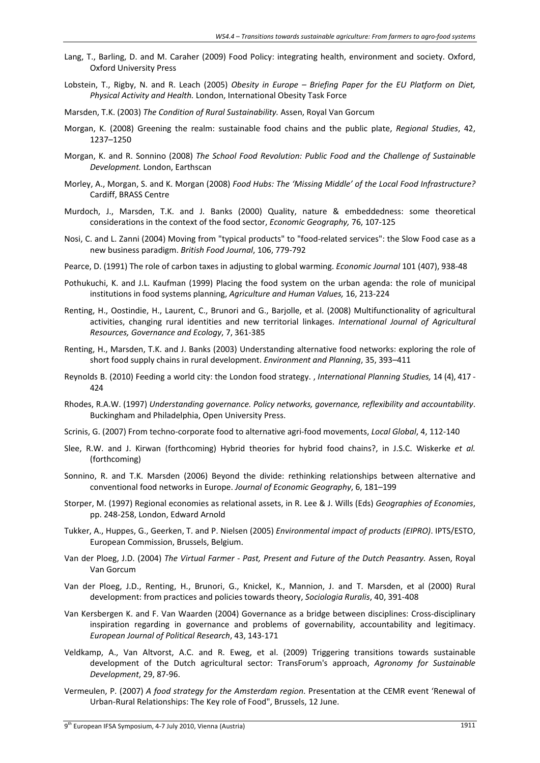Lang, T., Barling, D. and M. Caraher (2009) Food Policy: integrating health, environment and society. Oxford, Oxford University Press

Lobstein, T., Rigby, N. and R. Leach (2005) *Obesity in Europe – Briefing Paper for the EU Platform on Diet, Physical Activity and Health.* London, International Obesity Task Force

Marsden, T.K. (2003) *The Condition of Rural Sustainability.* Assen, Royal Van Gorcum

Morgan, K. (2008) Greening the realm: sustainable food chains and the public plate, *Regional Studies*, 42, 1237–1250

Morgan, K. and R. Sonnino (2008) *The School Food Revolution: Public Food and the Challenge of Sustainable Development.* London, Earthscan

Morley, A., Morgan, S. and K. Morgan (2008) *Food Hubs: The 'Missing Middle' of the Local Food Infrastructure?* Cardiff, BRASS Centre

Murdoch, J., Marsden, T.K. and J. Banks (2000) Quality, nature & embeddedness: some theoretical considerations in the context of the food sector, *Economic Geography,* 76, 107-125

Nosi, C. and L. Zanni (2004) Moving from "typical products" to "food-related services": the Slow Food case as a new business paradigm. *British Food Journal*, 106, 779-792

Pearce, D. (1991) The role of carbon taxes in adjusting to global warming. *Economic Journal* 101 (407), 938-48

Pothukuchi, K. and J.L. Kaufman (1999) Placing the food system on the urban agenda: the role of municipal institutions in food systems planning, *Agriculture and Human Values,* 16, 213-224

Renting, H., Oostindie, H., Laurent, C., Brunori and G., Barjolle, et al. (2008) Multifunctionality of agricultural activities, changing rural identities and new territorial linkages. *International Journal of Agricultural Resources, Governance and Ecology*, 7, 361-385

Renting, H., Marsden, T.K. and J. Banks (2003) Understanding alternative food networks: exploring the role of short food supply chains in rural development. *Environment and Planning*, 35, 393–411

Reynolds B. (2010) Feeding a world city: the London food strategy. , *International Planning Studies,* 14 (4), 417 - 424

Rhodes, R.A.W. (1997) *Understanding governance. Policy networks, governance, reflexibility and accountability*. Buckingham and Philadelphia, Open University Press.

Scrinis, G. (2007) From techno-corporate food to alternative agri-food movements, *Local Global*, 4, 112-140

Slee, R.W. and J. Kirwan (forthcoming) Hybrid theories for hybrid food chains?, in J.S.C. Wiskerke *et al.* (forthcoming)

Sonnino, R. and T.K. Marsden (2006) Beyond the divide: rethinking relationships between alternative and conventional food networks in Europe. *Journal of Economic Geography*, 6, 181–199

Storper, M. (1997) Regional economies as relational assets, in R. Lee & J. Wills (Eds) *Geographies of Economies*, pp. 248-258, London, Edward Arnold

Tukker, A., Huppes, G., Geerken, T. and P. Nielsen (2005) *Environmental impact of products (EIPRO)*. IPTS/ESTO, European Commission, Brussels, Belgium.

Van der Ploeg, J.D. (2004) *The Virtual Farmer - Past, Present and Future of the Dutch Peasantry.* Assen, Royal Van Gorcum

Van der Ploeg, J.D., Renting, H., Brunori, G., Knickel, K., Mannion, J. and T. Marsden, et al (2000) Rural development: from practices and policies towards theory, *Sociologia Ruralis*, 40, 391-408

Van Kersbergen K. and F. Van Waarden (2004) Governance as a bridge between disciplines: Cross-disciplinary inspiration regarding in governance and problems of governability, accountability and legitimacy. *European Journal of Political Research*, 43, 143-171

Veldkamp, A., Van Altvorst, A.C. and R. Eweg, et al. (2009) Triggering transitions towards sustainable development of the Dutch agricultural sector: TransForum's approach, *Agronomy for Sustainable Development*, 29, 87-96.

Vermeulen, P. (2007) *A food strategy for the Amsterdam region*. Presentation at the CEMR event 'Renewal of Urban-Rural Relationships: The Key role of Food", Brussels, 12 June.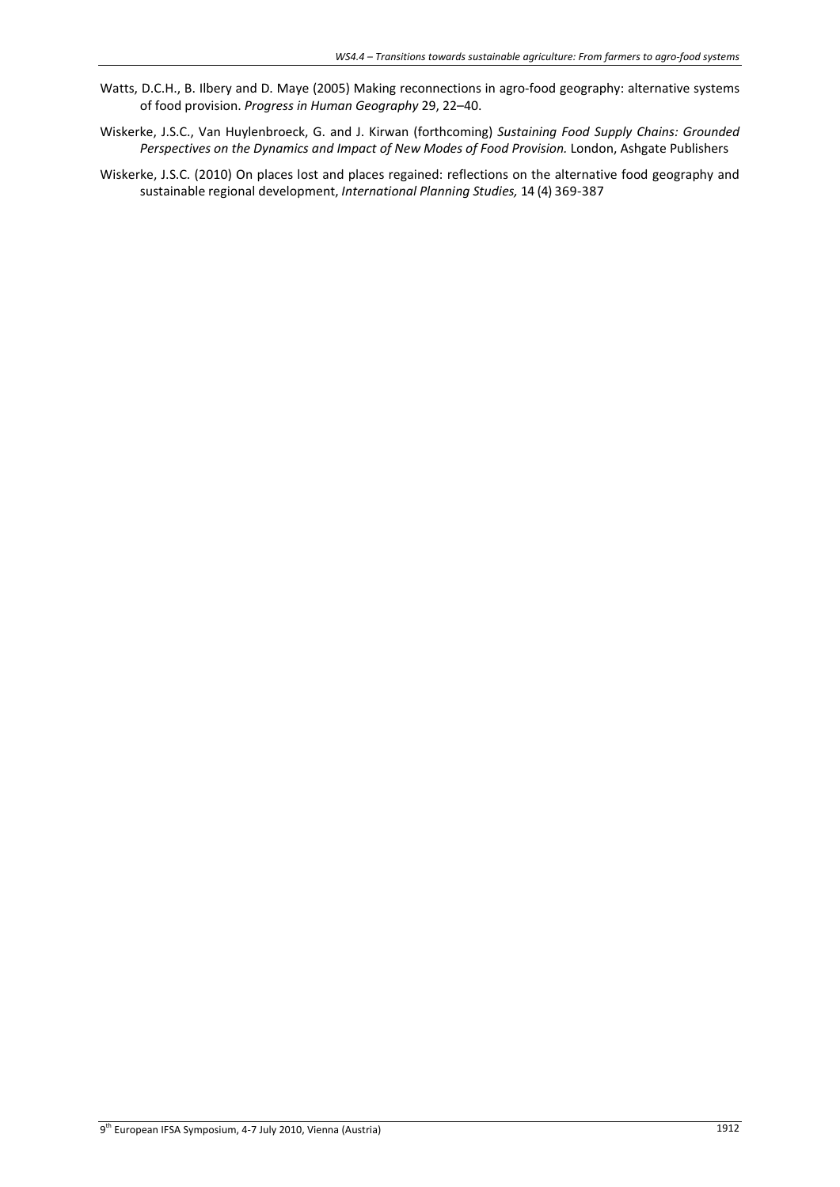Watts, D.C.H., B. Ilbery and D. Maye (2005) Making reconnections in agro-food geography: alternative systems of food provision. *Progress in Human Geography* 29, 22–40.

Wiskerke, J.S.C., Van Huylenbroeck, G. and J. Kirwan (forthcoming) *Sustaining Food Supply Chains: Grounded Perspectives on the Dynamics and Impact of New Modes of Food Provision.* London, Ashgate Publishers

Wiskerke, J.S.C. (2010) On places lost and places regained: reflections on the alternative food geography and sustainable regional development, *International Planning Studies,* 14 (4) 369-387